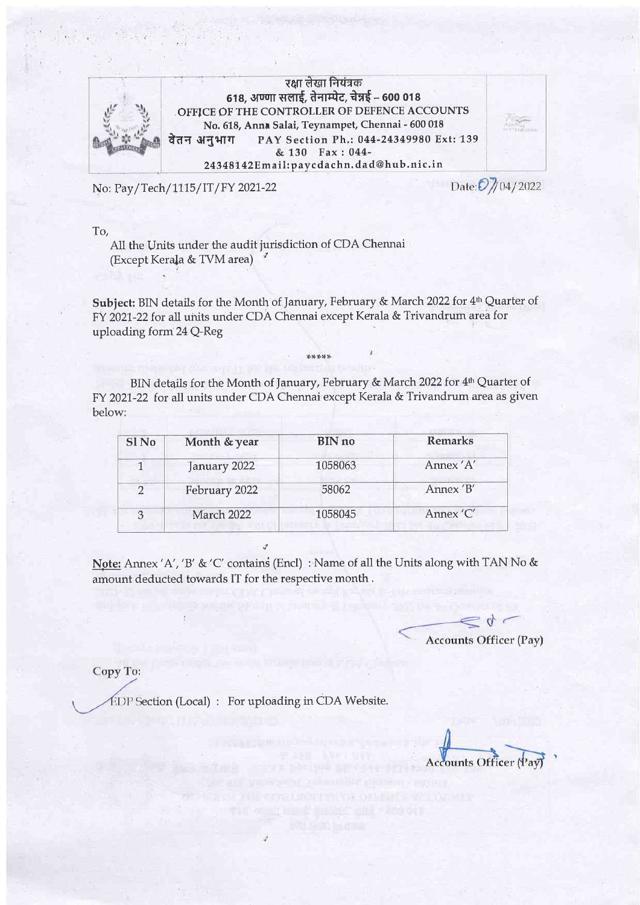रक्षा लेखा नियंत्रक
618, अण्णा सलाई, तेनाम्पेट, चेन्नई – 600 018
OFFICE OF THE CONTROLLER OF DEFENCE ACCOUNTS
No. 618, Anna Salai, Teynampet, Chennai - 600 018
वेतन अनुभाग PAY Section Ph.: 044-24349980 Ext: 139 & 130 Fax : 044-24348142Email:paycdachn.dad@hub.nic.in

No: Pay/Tech/1115/IT/FY 2021-22

Date: 07/04/2022

To,

All the Units under the audit jurisdiction of CDA Chennai
(Except Kerala & TVM area)

**Subject:** BIN details for the Month of January, February & March 2022 for 4th Quarter of FY 2021-22 for all units under CDA Chennai except Kerala & Trivandrum area for uploading form 24 Q-Reg

\*\*\*\*\*

BIN details for the Month of January, February & March 2022 for 4th Quarter of FY 2021-22 for all units under CDA Chennai except Kerala & Trivandrum area as given below:

| Sl No | Month & year | BIN no | Remarks |
|---|---|---|---|
| 1 | January 2022 | 1058063 | Annex 'A' |
| 2 | February 2022 | 58062 | Annex 'B' |
| 3 | March 2022 | 1058045 | Annex 'C' |

Note: Annex 'A', 'B' & 'C' contains (Encl) : Name of all the Units along with TAN No & amount deducted towards IT for the respective month .

Accounts Officer (Pay)

Copy To:

EDP Section (Local) : For uploading in CDA Website.

Accounts Officer (Pay)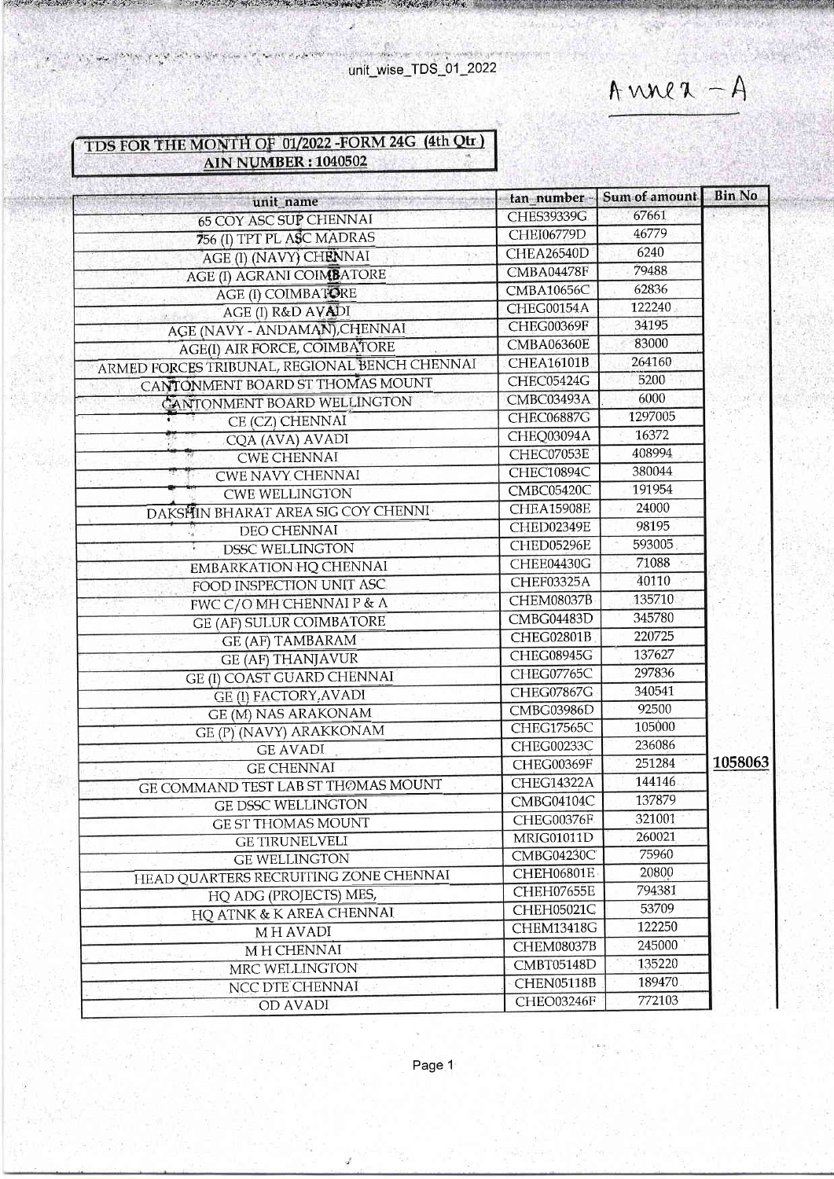unit_wise_TDS_01_2022

Annex - A

**TDS FOR THE MONTH OF 01/2022 -FORM 24G (4th Qtr)**
**AIN NUMBER : 1040502**

| unit_name | tan_number | Sum of amount | Bin No |
|---|---|---|---|
| 65 COY ASC SUP CHENNAI | CHES39339G | 67661 | |
| 756 (I) TPT PL ASC MADRAS | CHEI06779D | 46779 | |
| AGE (I) (NAVY) CHENNAI | CHEA26540D | 6240 | |
| AGE (I) AGRANI COIMBATORE | CMBA04478F | 79488 | |
| AGE (I) COIMBATORE | CMBA10656C | 62836 | |
| AGE (I) R&D AVADI | CHEG00154A | 122240 | |
| AGE (NAVY - ANDAMAN),CHENNAI | CHEG00369F | 34195 | |
| AGE(I) AIR FORCE, COIMBATORE | CMBA06360E | 83000 | |
| ARMED FORCES TRIBUNAL, REGIONAL BENCH CHENNAI | CHEA16101B | 264160 | |
| CANTONMENT BOARD ST THOMAS MOUNT | CHEC05424G | 5200 | |
| CANTONMENT BOARD WELLINGTON | CMBC03493A | 6000 | |
| CE (CZ) CHENNAI | CHEC06887G | 1297005 | |
| CQA (AVA) AVADI | CHEQ03094A | 16372 | |
| CWE CHENNAI | CHEC07053E | 408994 | |
| CWE NAVY CHENNAI | CHEC10894C | 380044 | |
| CWE WELLINGTON | CMBC05420C | 191954 | |
| DAKSHIN BHARAT AREA SIG COY CHENNI | CHEA15908E | 24000 | |
| DEO CHENNAI | CHED02349E | 98195 | |
| DSSC WELLINGTON | CHED05296E | 593005 | |
| EMBARKATION HQ CHENNAI | CHEE04430G | 71088 | |
| FOOD INSPECTION UNIT ASC | CHEF03325A | 40110 | |
| FWC C/O MH CHENNAI P & A | CHEM08037B | 135710 | |
| GE (AF) SULUR COIMBATORE | CMBG04483D | 345780 | |
| GE (AF) TAMBARAM | CHEG02801B | 220725 | |
| GE (AF) THANJAVUR | CHEG08945G | 137627 | |
| GE (I) COAST GUARD CHENNAI | CHEG07765C | 297836 | |
| GE (I) FACTORY,AVADI | CHEG07867G | 340541 | |
| GE (M) NAS ARAKONAM | CMBG03986D | 92500 | |
| GE (P) (NAVY) ARAKKONAM | CHEG17565C | 105000 | |
| GE AVADI | CHEG00233C | 236086 | |
| GE CHENNAI | CHEG00369F | 251284 | 1058063 |
| GE COMMAND TEST LAB ST THOMAS MOUNT | CHEG14322A | 144146 | |
| GE DSSC WELLINGTON | CMBG04104C | 137879 | |
| GE ST THOMAS MOUNT | CHEG00376F | 321001 | |
| GE TIRUNELVELI | MRIG01011D | 260021 | |
| GE WELLINGTON | CMBG04230C | 75960 | |
| HEAD QUARTERS RECRUITING ZONE CHENNAI | CHEH06801E | 20800 | |
| HQ ADG (PROJECTS) MES, | CHEH07655E | 794381 | |
| HQ ATNK & K AREA CHENNAI | CHEH05021C | 53709 | |
| M H AVADI | CHEM13418G | 122250 | |
| M H CHENNAI | CHEM08037B | 245000 | |
| MRC WELLINGTON | CMBT05148D | 135220 | |
| NCC DTE CHENNAI | CHEN05118B | 189470 | |
| OD AVADI | CHEO03246F | 772103 | |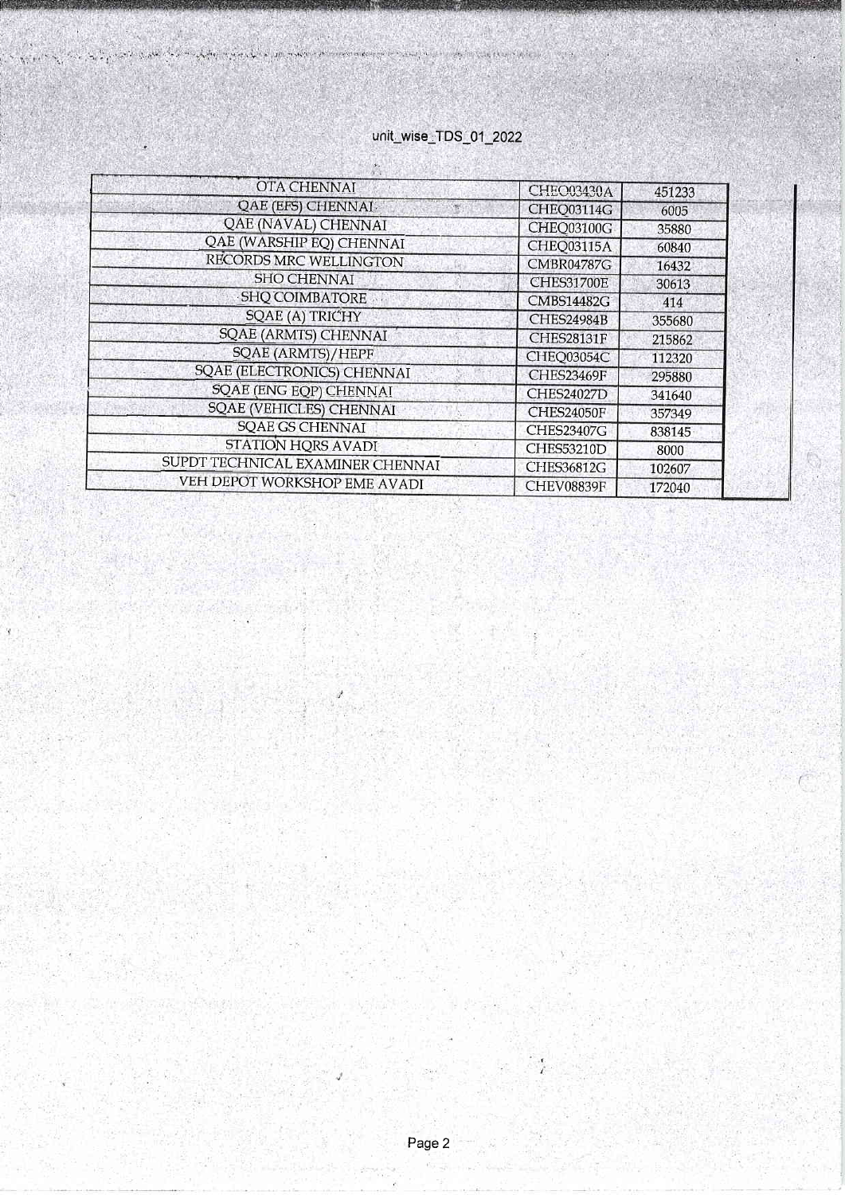unit_wise_TDS_01_2022

| | | |
|---|---|---|
| OTA CHENNAI | CHEQ03430A | 451233 |
| QAE (EFS) CHENNAI | CHEQ03114G | 6005 |
| QAE (NAVAL) CHENNAI | CHEQ03100G | 35880 |
| QAE (WARSHIP EQ) CHENNAI | CHEQ03115A | 60840 |
| RECORDS MRC WELLINGTON | CMBR04787G | 16432 |
| SHO CHENNAI | CHES31700E | 30613 |
| SHQ COIMBATORE | CMBS14482G | 414 |
| SQAE (A) TRICHY | CHES24984B | 355680 |
| SQAE (ARMTS) CHENNAI | CHES28131F | 215862 |
| SQAE (ARMTS)/HEPF | CHEQ03054C | 112320 |
| SQAE (ELECTRONICS) CHENNAI | CHES23469F | 295880 |
| SQAE (ENG EQP) CHENNAI | CHES24027D | 341640 |
| SQAE (VEHICLES) CHENNAI | CHES24050F | 357349 |
| SQAE GS CHENNAI | CHES23407G | 838145 |
| STATION HQRS AVADI | CHES53210D | 8000 |
| SUPDT TECHNICAL EXAMINER CHENNAI | CHES36812G | 102607 |
| VEH DEPOT WORKSHOP EME AVADI | CHEV08839F | 172040 |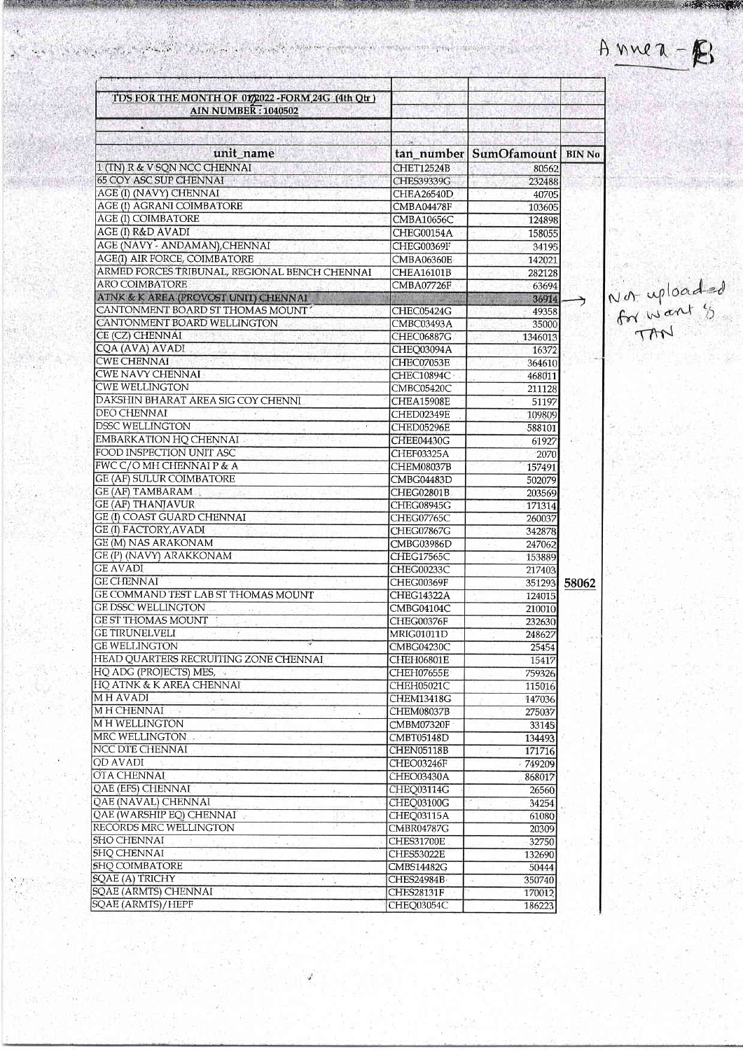Annex - B

| TDS FOR THE MONTH OF 01/2022 -FORM 24G (4th Qtr) | | | |
|---|---|---|---|
| AIN NUMBER : 1040502 | | | |
| unit_name | tan_number | SumOfamount | BIN No |
| 1 (TN) R & V SQN NCC CHENNAI | CHET12524B | 80562 | |
| 65 COY ASC SUP CHENNAI | CHES39339G | 232488 | |
| AGE (I) (NAVY) CHENNAI | CHEA26540D | 40705 | |
| AGE (I) AGRANI COIMBATORE | CMBA04478F | 103605 | |
| AGE (I) COIMBATORE | CMBA10656C | 124898 | |
| AGE (I) R&D AVADI | CHEG00154A | 158055 | |
| AGE (NAVY - ANDAMAN),CHENNAI | CHEG00369F | 34195 | |
| AGE(I) AIR FORCE, COIMBATORE | CMBA06360E | 142021 | |
| ARMED FORCES TRIBUNAL, REGIONAL BENCH CHENNAI | CHEA16101B | 282128 | |
| ARO COIMBATORE | CMBA07726F | 63694 | |
| ATNK & K AREA (PROVOST UNIT) CHENNAI | | 36914 | → Not uploaded for want of TAN |
| CANTONMENT BOARD ST THOMAS MOUNT | CHEC05424G | 49358 | |
| CANTONMENT BOARD WELLINGTON | CMBC03493A | 35000 | |
| CE (CZ) CHENNAI | CHEC06887G | 1346013 | |
| CQA (AVA) AVADI | CHEQ03094A | 16372 | |
| CWE CHENNAI | CHEC07053E | 364610 | |
| CWE NAVY CHENNAI | CHEC10894C | 468011 | |
| CWE WELLINGTON | CMBC05420C | 211128 | |
| DAKSHIN BHARAT AREA SIG COY CHENNI | CHEA15908E | 51197 | |
| DEO CHENNAI | CHED02349E | 109809 | |
| DSSC WELLINGTON | CHED05296E | 588101 | |
| EMBARKATION HQ CHENNAI | CHEE04430G | 61927 | |
| FOOD INSPECTION UNIT ASC | CHEF03325A | 2070 | |
| FWC C/O MH CHENNAI P & A | CHEM08037B | 157491 | |
| GE (AF) SULUR COIMBATORE | CMBG04483D | 502079 | |
| GE (AF) TAMBARAM | CHEG02801B | 203569 | |
| GE (AF) THANJAVUR | CHEG08945G | 171314 | |
| GE (I) COAST GUARD CHENNAI | CHEG07765C | 260037 | |
| GE (I) FACTORY,AVADI | CHEG07867G | 342878 | |
| GE (M) NAS ARAKONAM | CMBG03986D | 247062 | |
| GE (P) (NAVY) ARAKKONAM | CHEG17565C | 153889 | |
| GE AVADI | CHEG00233C | 217403 | |
| GE CHENNAI | CHEG00369F | 351293 | 58062 |
| GE COMMAND TEST LAB ST THOMAS MOUNT | CHEG14322A | 124015 | |
| GE DSSC WELLINGTON | CMBG04104C | 210010 | |
| GE ST THOMAS MOUNT | CHEG00376F | 232630 | |
| GE TIRUNELVELI | MRIG01011D | 248627 | |
| GE WELLINGTON | CMBG04230C | 25454 | |
| HEAD QUARTERS RECRUITING ZONE CHENNAI | CHEH06801E | 15417 | |
| HQ ADG (PROJECTS) MES, | CHEH07655E | 759326 | |
| HQ ATNK & K AREA CHENNAI | CHEH05021C | 115016 | |
| M H AVADI | CHEM13418G | 147036 | |
| M H CHENNAI | CHEM08037B | 275037 | |
| M H WELLINGTON | CMBM07320F | 33145 | |
| MRC WELLINGTON | CMBT05148D | 134493 | |
| NCC DTE CHENNAI | CHEN05118B | 171716 | |
| OD AVADI | CHEO03246F | 749209 | |
| OTA CHENNAI | CHEO03430A | 868017 | |
| QAE (EFS) CHENNAI | CHEQ03114G | 26560 | |
| QAE (NAVAL) CHENNAI | CHEQ03100G | 34254 | |
| QAE (WARSHIP EQ) CHENNAI | CHEQ03115A | 61080 | |
| RECORDS MRC WELLINGTON | CMBR04787G | 20309 | |
| SHO CHENNAI | CHES31700E | 32750 | |
| SHQ CHENNAI | CHES53022E | 132690 | |
| SHQ COIMBATORE | CMBS14482G | 50444 | |
| SQAE (A) TRICHY | CHES24984B | 350740 | |
| SQAE (ARMTS) CHENNAI | CHES28131F | 170012 | |
| SQAE (ARMTS)/HEPF | CHEQ03054C | 186223 | |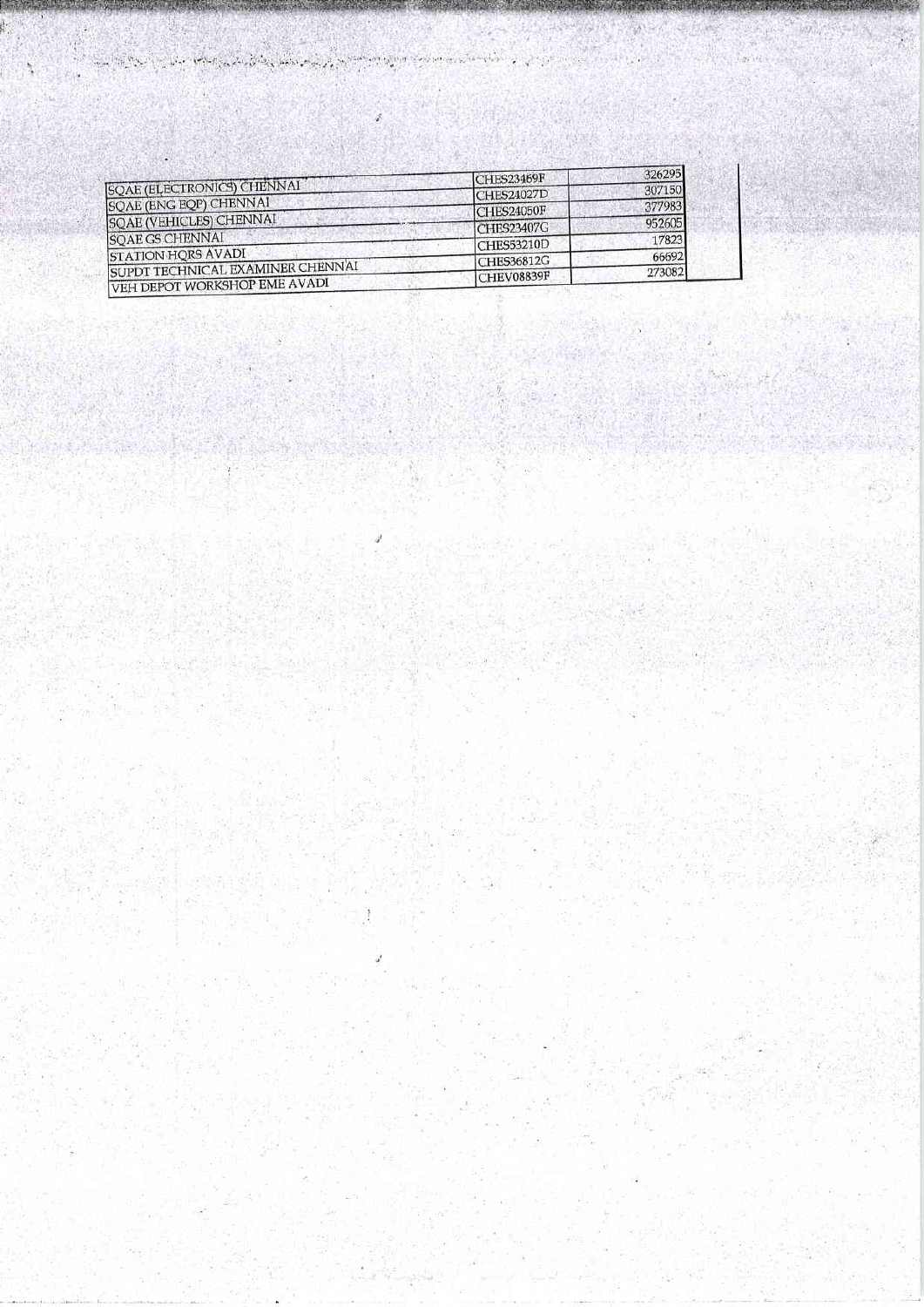| | | |
|---|---|---|
| SQAE (ELECTRONICS) CHENNAI | CHES23469F | 326295 |
| SQAE (ENG EQP) CHENNAI | CHES24027D | 307150 |
| SQAE (VEHICLES) CHENNAI | CHES24050F | 377983 |
| SQAE GS CHENNAI | CHES23407G | 952605 |
| STATION HQRS AVADI | CHES53210D | 17823 |
| SUPDT TECHNICAL EXAMINER CHENNAI | CHES36812G | 66692 |
| VEH DEPOT WORKSHOP EME AVADI | CHEV08839F | 273082 |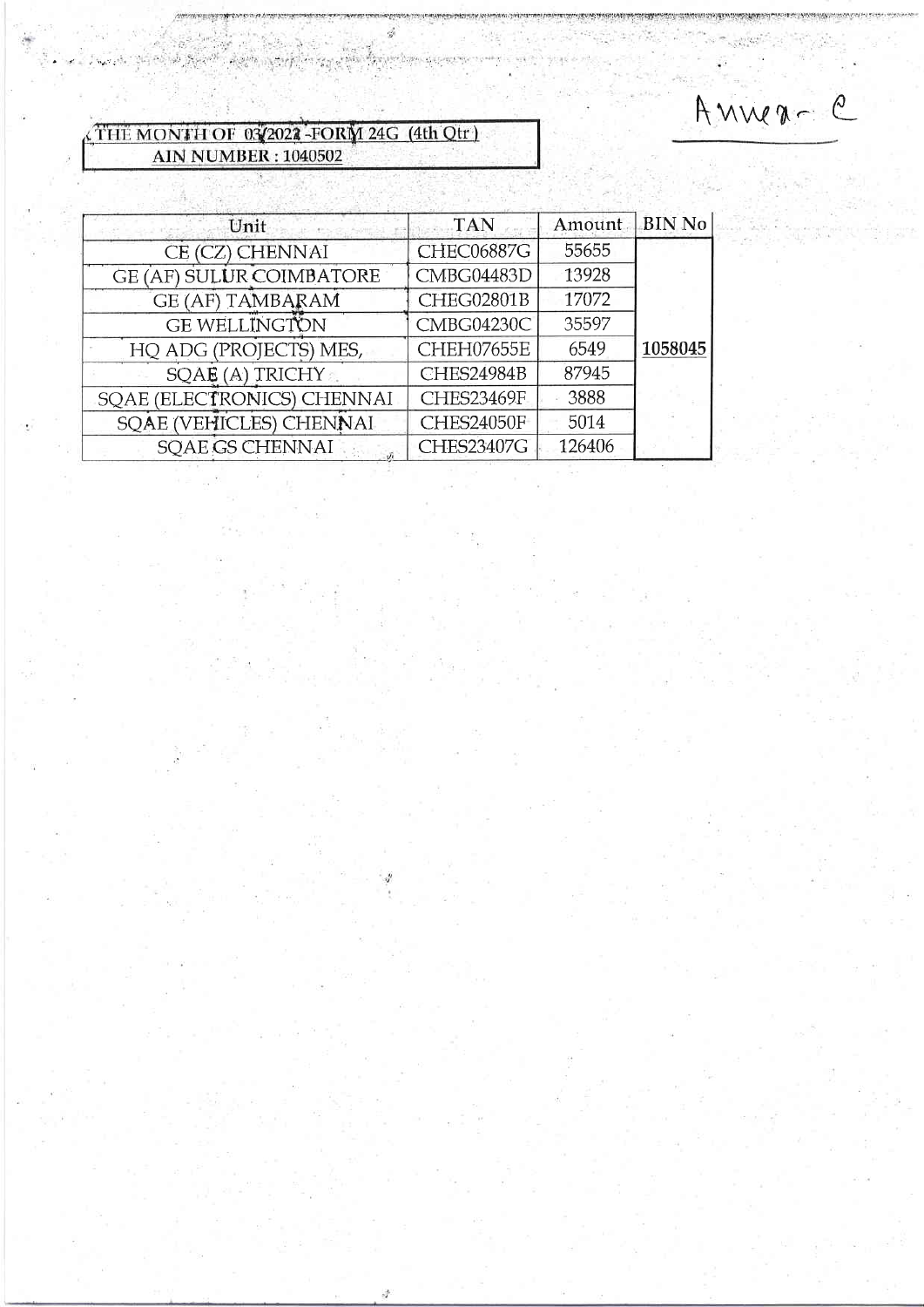Annex- C

THE MONTH OF 03/2022 -FORM 24G (4th Qtr)
**AIN NUMBER : 1040502**

| Unit | TAN | Amount | BIN No |
|---|---|---|---|
| CE (CZ) CHENNAI | CHEC06887G | 55655 | **1058045** |
| GE (AF) SULUR COIMBATORE | CMBG04483D | 13928 | |
| GE (AF) TAMBARAM | CHEG02801B | 17072 | |
| GE WELLINGTON | CMBG04230C | 35597 | |
| HQ ADG (PROJECTS) MES, | CHEH07655E | 6549 | |
| SQAE (A) TRICHY | CHES24984B | 87945 | |
| SQAE (ELECTRONICS) CHENNAI | CHES23469F | 3888 | |
| SQAE (VEHICLES) CHENNAI | CHES24050F | 5014 | |
| SQAE GS CHENNAI | CHES23407G | 126406 | |